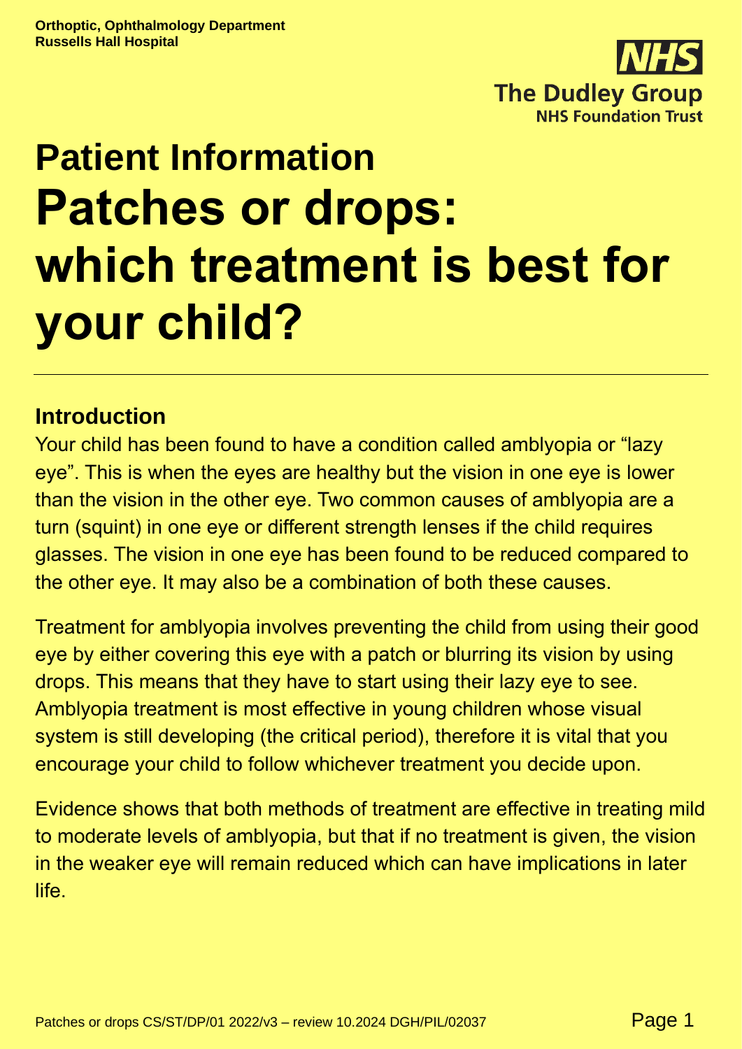**Orthoptic, Ophthalmology Department**
**Russells Hall Hospital**

# Patient Information
# Patches or drops: which treatment is best for your child?

## Introduction

Your child has been found to have a condition called amblyopia or "lazy eye". This is when the eyes are healthy but the vision in one eye is lower than the vision in the other eye. Two common causes of amblyopia are a turn (squint) in one eye or different strength lenses if the child requires glasses. The vision in one eye has been found to be reduced compared to the other eye. It may also be a combination of both these causes.

Treatment for amblyopia involves preventing the child from using their good eye by either covering this eye with a patch or blurring its vision by using drops. This means that they have to start using their lazy eye to see. Amblyopia treatment is most effective in young children whose visual system is still developing (the critical period), therefore it is vital that you encourage your child to follow whichever treatment you decide upon.

Evidence shows that both methods of treatment are effective in treating mild to moderate levels of amblyopia, but that if no treatment is given, the vision in the weaker eye will remain reduced which can have implications in later life.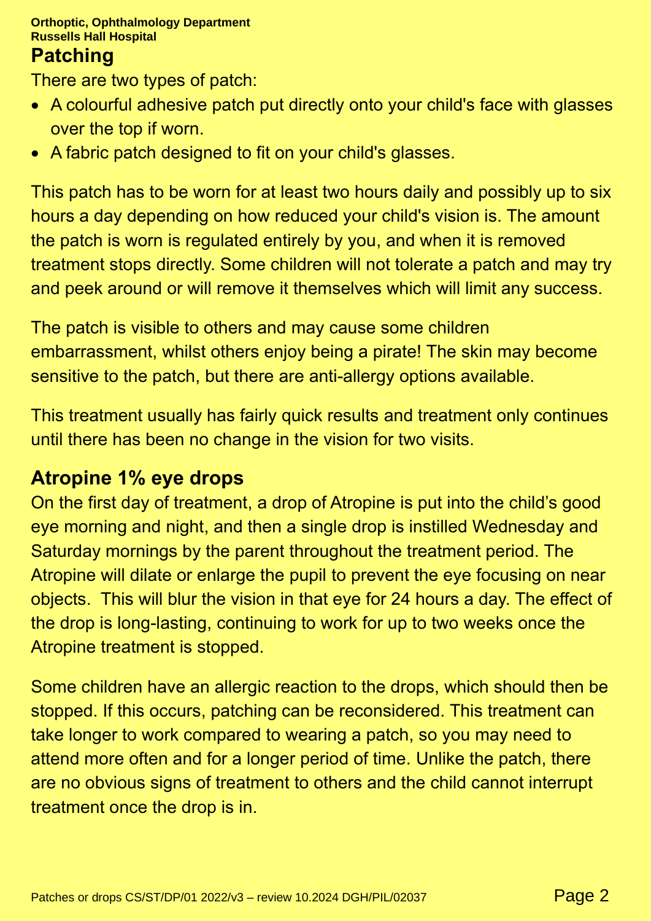## Patching

There are two types of patch:

- A colourful adhesive patch put directly onto your child's face with glasses over the top if worn.
- A fabric patch designed to fit on your child's glasses.

This patch has to be worn for at least two hours daily and possibly up to six hours a day depending on how reduced your child's vision is. The amount the patch is worn is regulated entirely by you, and when it is removed treatment stops directly. Some children will not tolerate a patch and may try and peek around or will remove it themselves which will limit any success.

The patch is visible to others and may cause some children embarrassment, whilst others enjoy being a pirate! The skin may become sensitive to the patch, but there are anti-allergy options available.

This treatment usually has fairly quick results and treatment only continues until there has been no change in the vision for two visits.

## Atropine 1% eye drops

On the first day of treatment, a drop of Atropine is put into the child's good eye morning and night, and then a single drop is instilled Wednesday and Saturday mornings by the parent throughout the treatment period. The Atropine will dilate or enlarge the pupil to prevent the eye focusing on near objects. This will blur the vision in that eye for 24 hours a day. The effect of the drop is long-lasting, continuing to work for up to two weeks once the Atropine treatment is stopped.

Some children have an allergic reaction to the drops, which should then be stopped. If this occurs, patching can be reconsidered. This treatment can take longer to work compared to wearing a patch, so you may need to attend more often and for a longer period of time. Unlike the patch, there are no obvious signs of treatment to others and the child cannot interrupt treatment once the drop is in.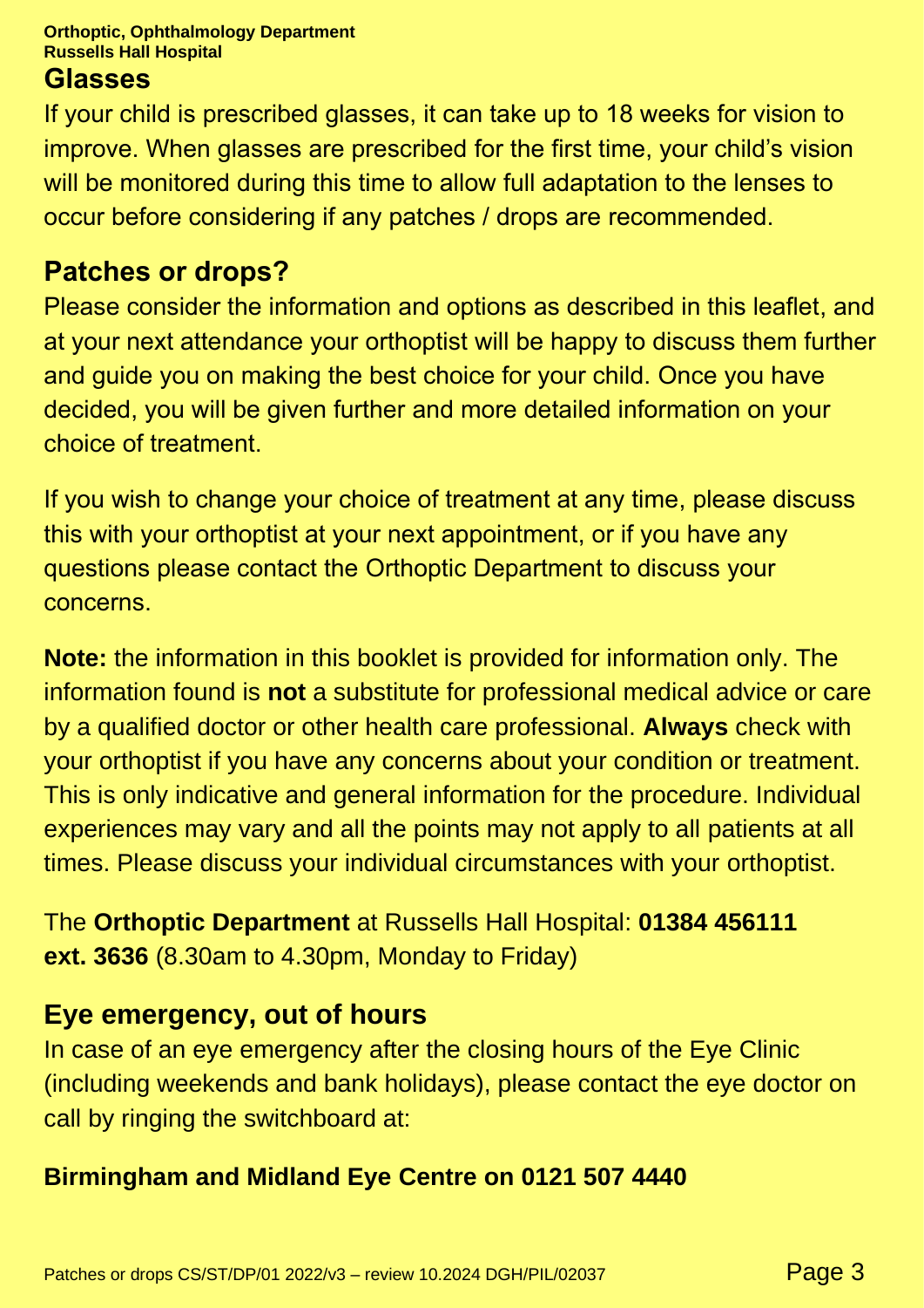## Glasses

If your child is prescribed glasses, it can take up to 18 weeks for vision to improve. When glasses are prescribed for the first time, your child's vision will be monitored during this time to allow full adaptation to the lenses to occur before considering if any patches / drops are recommended.

## Patches or drops?

Please consider the information and options as described in this leaflet, and at your next attendance your orthoptist will be happy to discuss them further and guide you on making the best choice for your child. Once you have decided, you will be given further and more detailed information on your choice of treatment.

If you wish to change your choice of treatment at any time, please discuss this with your orthoptist at your next appointment, or if you have any questions please contact the Orthoptic Department to discuss your concerns.

**Note:** the information in this booklet is provided for information only. The information found is **not** a substitute for professional medical advice or care by a qualified doctor or other health care professional. **Always** check with your orthoptist if you have any concerns about your condition or treatment. This is only indicative and general information for the procedure. Individual experiences may vary and all the points may not apply to all patients at all times. Please discuss your individual circumstances with your orthoptist.

The **Orthoptic Department** at Russells Hall Hospital: **01384 456111 ext. 3636** (8.30am to 4.30pm, Monday to Friday)

## Eye emergency, out of hours

In case of an eye emergency after the closing hours of the Eye Clinic (including weekends and bank holidays), please contact the eye doctor on call by ringing the switchboard at:

**Birmingham and Midland Eye Centre on 0121 507 4440**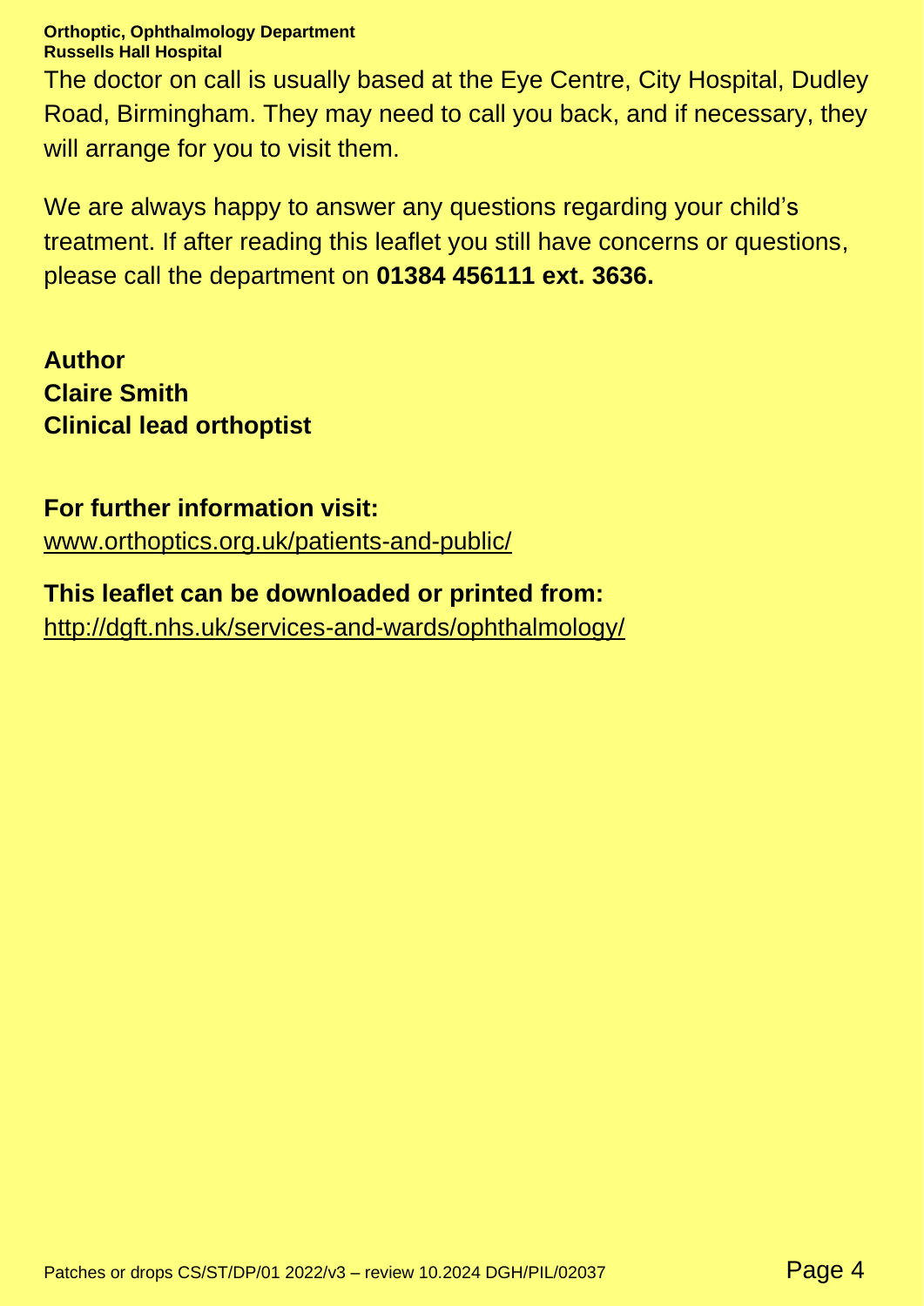The doctor on call is usually based at the Eye Centre, City Hospital, Dudley Road, Birmingham. They may need to call you back, and if necessary, they will arrange for you to visit them.

We are always happy to answer any questions regarding your child's treatment. If after reading this leaflet you still have concerns or questions, please call the department on **01384 456111 ext. 3636.**

**Author**
**Claire Smith**
**Clinical lead orthoptist**

**For further information visit:**
www.orthoptics.org.uk/patients-and-public/

**This leaflet can be downloaded or printed from:**
http://dgft.nhs.uk/services-and-wards/ophthalmology/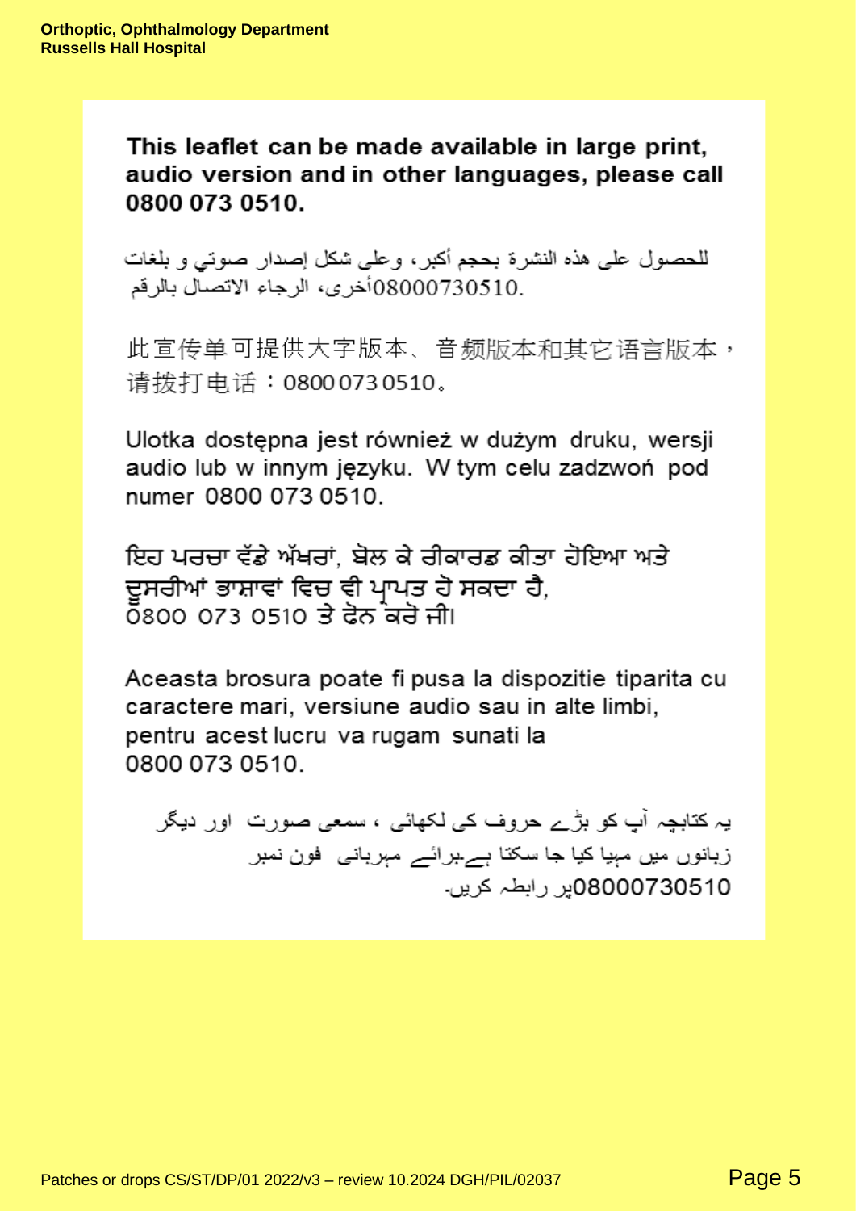**This leaflet can be made available in large print, audio version and in other languages, please call 0800 073 0510.**

للحصول على هذه النشرة بحجم أكبر، وعلى شكل إصدار صوتي و بلغات أخرى، الرجاء الاتصال بالرقم 08000730510.

此宣传单可提供大字版本、音频版本和其它语言版本，请拨打电话：0800 073 0510。

Ulotka dostępna jest również w dużym druku, wersji audio lub w innym języku. W tym celu zadzwoń pod numer 0800 073 0510.

ਇਹ ਪਰਚਾ ਵੱਡੇ ਅੱਖਰਾਂ, ਬੋਲ ਕੇ ਰੀਕਾਰਡ ਕੀਤਾ ਹੋਇਆ ਅਤੇ ਦੂਸਰੀਆਂ ਭਾਸ਼ਾਵਾਂ ਵਿਚ ਵੀ ਪ੍ਰਾਪਤ ਹੋ ਸਕਦਾ ਹੈ, 0800 073 0510 ਤੇ ਫੋਨ ਕਰੋ ਜੀ।

Aceasta brosura poate fi pusa la dispozitie tiparita cu caractere mari, versiune audio sau in alte limbi, pentru acest lucru va rugam sunati la 0800 073 0510.

یہ کتابچہ آپ کو بڑے حروف کی لکھائی ، سمعی صورت اور دیگر زبانوں میں مہیا کیا جا سکتا ہے۔برائے مہربانی فون نمبر 08000730510پر رابطہ کریں۔

Patches or drops CS/ST/DP/01 2022/v3 – review 10.2024 DGH/PIL/02037